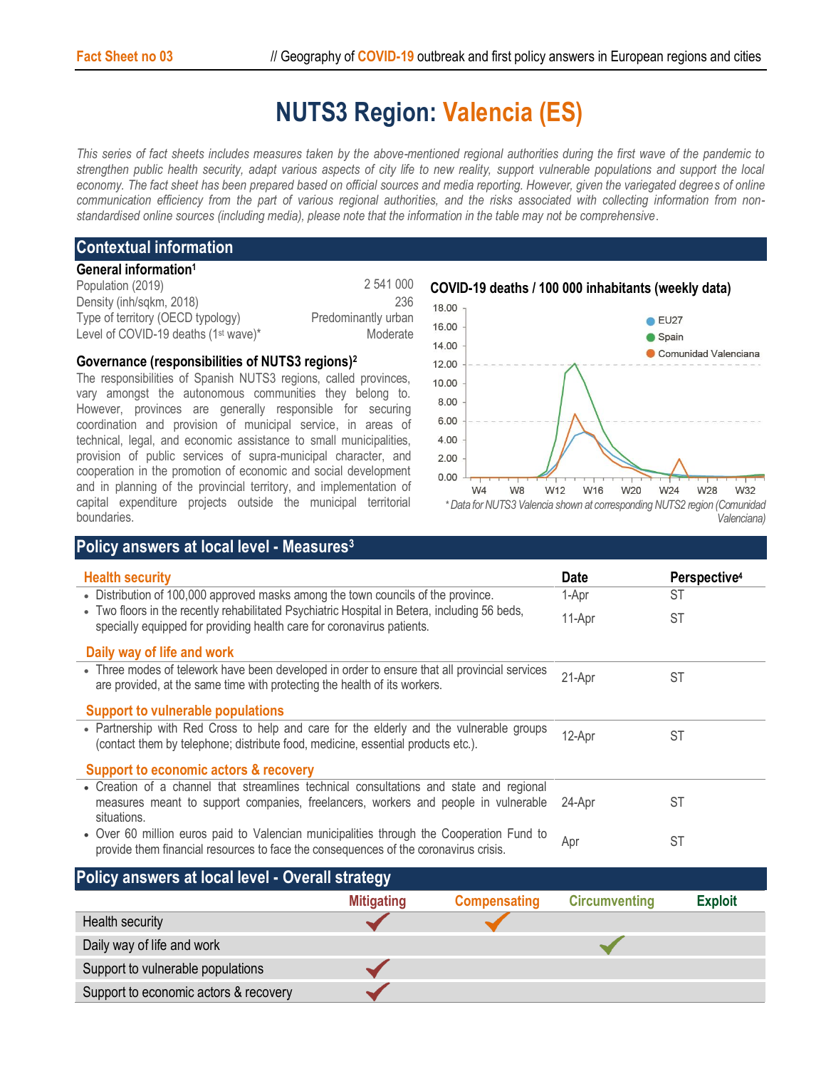# NUTS3 Region: Valencia (ES)

*This series of fact sheets includes measures taken by the above-mentioned regional authorities during the first wave of the pandemic to strengthen public health security, adapt various aspects of city life to new reality, support vulnerable populations and support the local economy. The fact sheet has been prepared based on official sources and media reporting. However, given the variegated degrees of online communication efficiency from the part of various regional authorities, and the risks associated with collecting information from non-standardised online sources (including media), please note that the information in the table may not be comprehensive.*

## Contextual information

### General information[1]

| | |
|---|---|
| Population (2019) | 2 541 000 |
| Density (inh/sqkm, 2018) | 236 |
| Type of territory (OECD typology) | Predominantly urban |
| Level of COVID-19 deaths (1st wave)* | Moderate |

### Governance (responsibilities of NUTS3 regions)[2]

The responsibilities of Spanish NUTS3 regions, called provinces, vary amongst the autonomous communities they belong to. However, provinces are generally responsible for securing coordination and provision of municipal service, in areas of technical, legal, and economic assistance to small municipalities, provision of public services of supra-municipal character, and cooperation in the promotion of economic and social development and in planning of the provincial territory, and implementation of capital expenditure projects outside the municipal territorial boundaries.

### COVID-19 deaths / 100 000 inhabitants (weekly data)

*\* Data for NUTS3 Valencia shown at corresponding NUTS2 region (Comunidad Valenciana)*

## Policy answers at local level - Measures[3]

| Health security | Date | Perspective[4] |
|---|---|---|
| • Distribution of 100,000 approved masks among the town councils of the province. | 1-Apr | ST |
| • Two floors in the recently rehabilitated Psychiatric Hospital in Betera, including 56 beds, specially equipped for providing health care for coronavirus patients. | 11-Apr | ST |
| **Daily way of life and work** | | |
| • Three modes of telework have been developed in order to ensure that all provincial services are provided, at the same time with protecting the health of its workers. | 21-Apr | ST |
| **Support to vulnerable populations** | | |
| • Partnership with Red Cross to help and care for the elderly and the vulnerable groups (contact them by telephone; distribute food, medicine, essential products etc.). | 12-Apr | ST |
| **Support to economic actors & recovery** | | |
| • Creation of a channel that streamlines technical consultations and state and regional measures meant to support companies, freelancers, workers and people in vulnerable situations. | 24-Apr | ST |
| • Over 60 million euros paid to Valencian municipalities through the Cooperation Fund to provide them financial resources to face the consequences of the coronavirus crisis. | Apr | ST |

## Policy answers at local level - Overall strategy

| | Mitigating | Compensating | Circumventing | Exploit |
|---|---|---|---|---|
| Health security | ✓ | ✓ | | |
| Daily way of life and work | | | ✓ | |
| Support to vulnerable populations | ✓ | | | |
| Support to economic actors & recovery | ✓ | | | |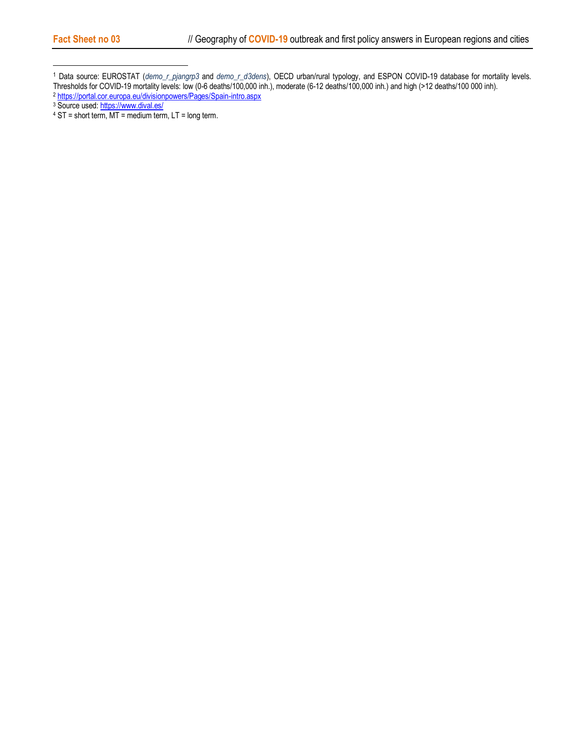[1] Data source: EUROSTAT (*demo_r_pjangrp3* and *demo_r_d3dens*), OECD urban/rural typology, and ESPON COVID-19 database for mortality levels. Thresholds for COVID-19 mortality levels: low (0-6 deaths/100,000 inh.), moderate (6-12 deaths/100,000 inh.) and high (>12 deaths/100 000 inh).

[2] https://portal.cor.europa.eu/divisionpowers/Pages/Spain-intro.aspx

[3] Source used: https://www.dival.es/

[4] ST = short term, MT = medium term, LT = long term.